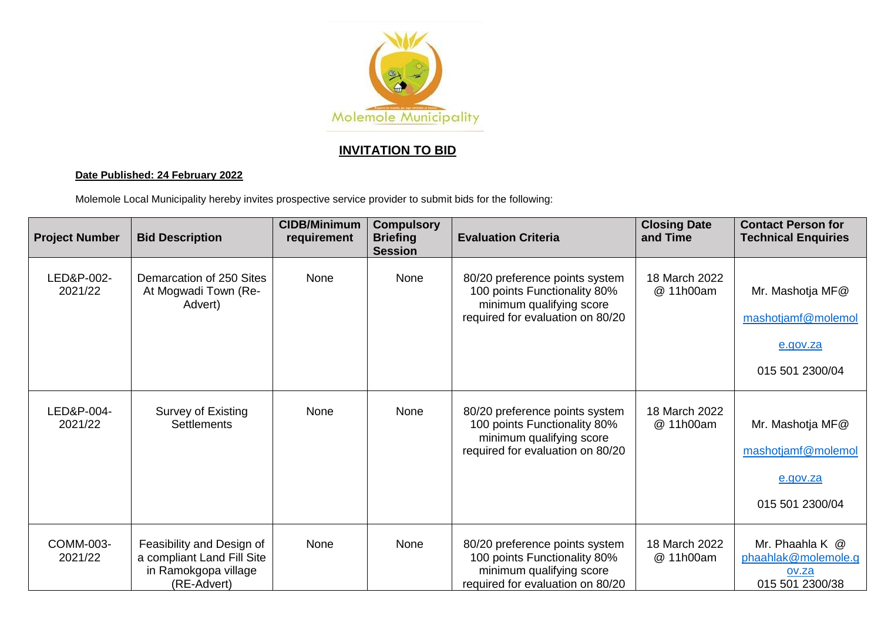Molemole Municipality

## INVITATION TO BID

**Date Published: 24 February 2022**

Molemole Local Municipality hereby invites prospective service provider to submit bids for the following:

| Project Number | Bid Description | CIDB/Minimum requirement | Compulsory Briefing Session | Evaluation Criteria | Closing Date and Time | Contact Person for Technical Enquiries |
|---|---|---|---|---|---|---|
| LED&P-002-2021/22 | Demarcation of 250 Sites At Mogwadi Town (Re-Advert) | None | None | 80/20 preference points system 100 points Functionality 80% minimum qualifying score required for evaluation on 80/20 | 18 March 2022 @ 11h00am | Mr. Mashotja MF@ mashotjamf@molemole.gov.za 015 501 2300/04 |
| LED&P-004-2021/22 | Survey of Existing Settlements | None | None | 80/20 preference points system 100 points Functionality 80% minimum qualifying score required for evaluation on 80/20 | 18 March 2022 @ 11h00am | Mr. Mashotja MF@ mashotjamf@molemole.gov.za 015 501 2300/04 |
| COMM-003-2021/22 | Feasibility and Design of a compliant Land Fill Site in Ramokgopa village (RE-Advert) | None | None | 80/20 preference points system 100 points Functionality 80% minimum qualifying score required for evaluation on 80/20 | 18 March 2022 @ 11h00am | Mr. Phaahla K @ phaahlak@molemole.gov.za 015 501 2300/38 |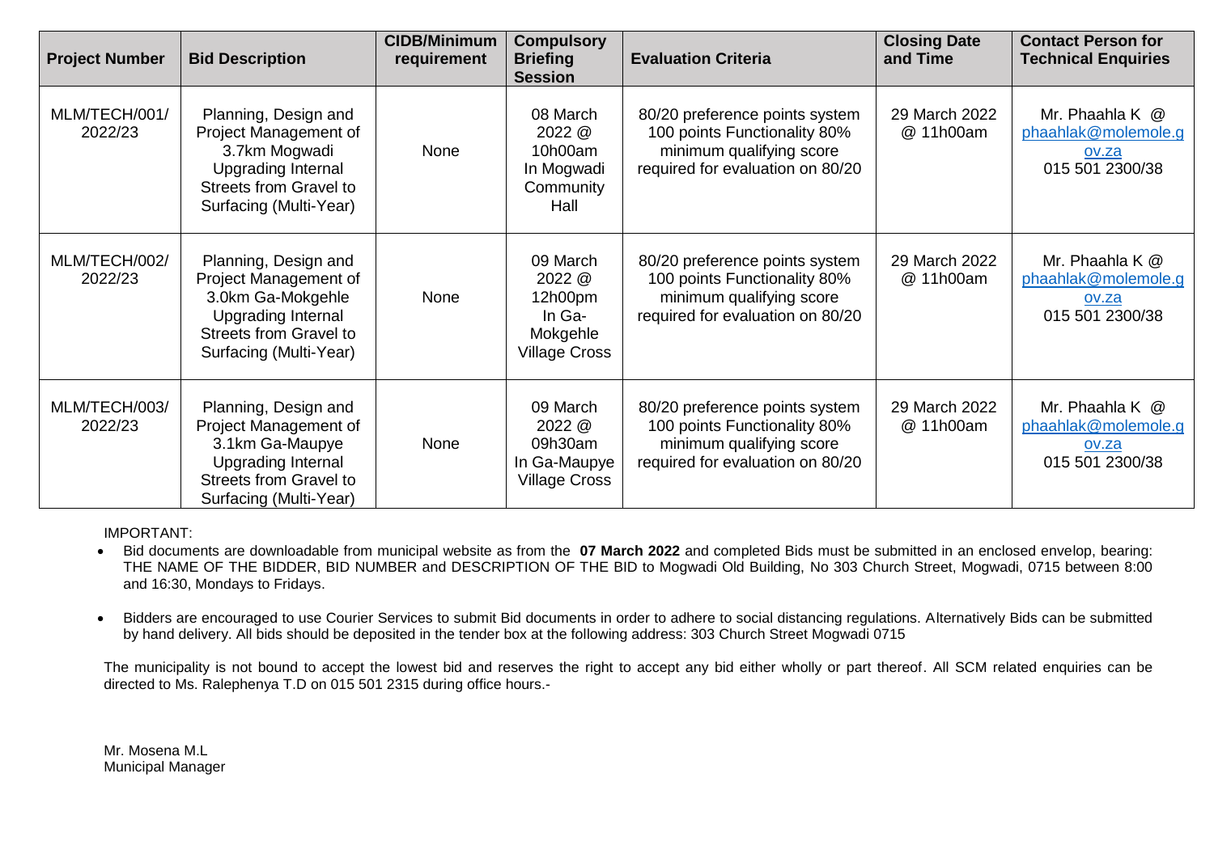| Project Number | Bid Description | CIDB/Minimum requirement | Compulsory Briefing Session | Evaluation Criteria | Closing Date and Time | Contact Person for Technical Enquiries |
|---|---|---|---|---|---|---|
| MLM/TECH/001/ 2022/23 | Planning, Design and Project Management of 3.7km Mogwadi Upgrading Internal Streets from Gravel to Surfacing (Multi-Year) | None | 08 March 2022 @ 10h00am In Mogwadi Community Hall | 80/20 preference points system 100 points Functionality 80% minimum qualifying score required for evaluation on 80/20 | 29 March 2022 @ 11h00am | Mr. Phaahla K @ phaahlak@molemole.gov.za 015 501 2300/38 |
| MLM/TECH/002/ 2022/23 | Planning, Design and Project Management of 3.0km Ga-Mokgehle Upgrading Internal Streets from Gravel to Surfacing (Multi-Year) | None | 09 March 2022 @ 12h00pm In Ga-Mokgehle Village Cross | 80/20 preference points system 100 points Functionality 80% minimum qualifying score required for evaluation on 80/20 | 29 March 2022 @ 11h00am | Mr. Phaahla K @ phaahlak@molemole.gov.za 015 501 2300/38 |
| MLM/TECH/003/ 2022/23 | Planning, Design and Project Management of 3.1km Ga-Maupye Upgrading Internal Streets from Gravel to Surfacing (Multi-Year) | None | 09 March 2022 @ 09h30am In Ga-Maupye Village Cross | 80/20 preference points system 100 points Functionality 80% minimum qualifying score required for evaluation on 80/20 | 29 March 2022 @ 11h00am | Mr. Phaahla K @ phaahlak@molemole.gov.za 015 501 2300/38 |

IMPORTANT:

- Bid documents are downloadable from municipal website as from the **07 March 2022** and completed Bids must be submitted in an enclosed envelop, bearing: THE NAME OF THE BIDDER, BID NUMBER and DESCRIPTION OF THE BID to Mogwadi Old Building, No 303 Church Street, Mogwadi, 0715 between 8:00 and 16:30, Mondays to Fridays.
- Bidders are encouraged to use Courier Services to submit Bid documents in order to adhere to social distancing regulations. Alternatively Bids can be submitted by hand delivery. All bids should be deposited in the tender box at the following address: 303 Church Street Mogwadi 0715

The municipality is not bound to accept the lowest bid and reserves the right to accept any bid either wholly or part thereof. All SCM related enquiries can be directed to Ms. Ralephenya T.D on 015 501 2315 during office hours.-

Mr. Mosena M.L
Municipal Manager